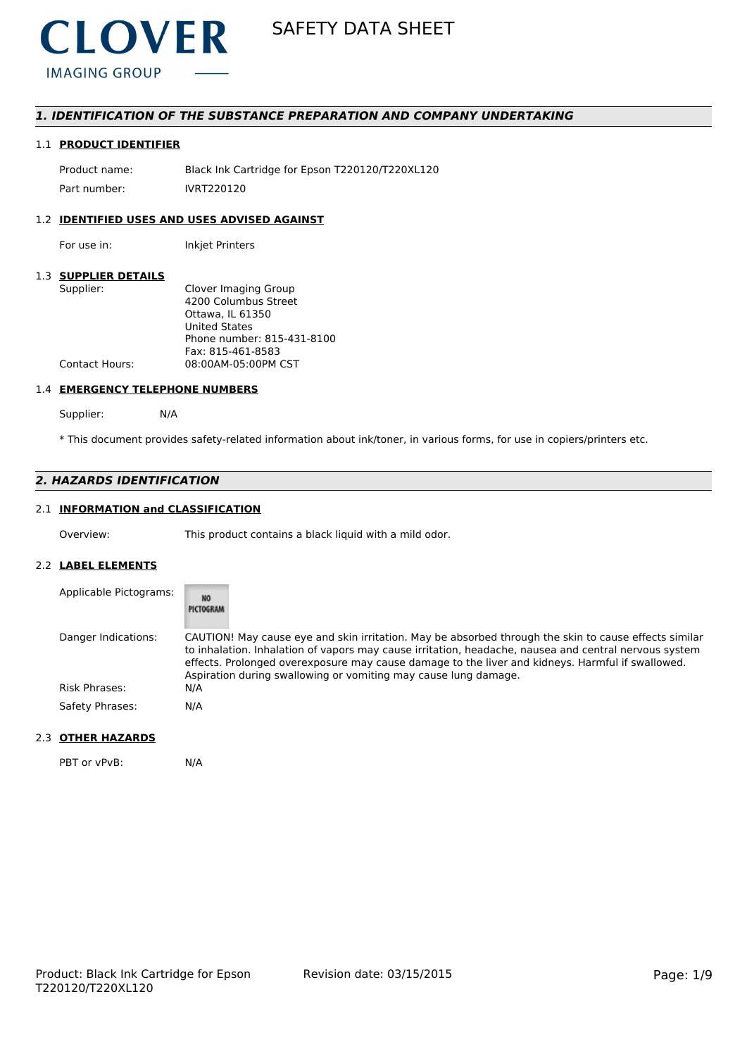CLOVER
IMAGING GROUP

# SAFETY DATA SHEET

## *1. IDENTIFICATION OF THE SUBSTANCE PREPARATION AND COMPANY UNDERTAKING*

### 1.1 PRODUCT IDENTIFIER

| | |
|---|---|
| Product name: | Black Ink Cartridge for Epson T220120/T220XL120 |
| Part number: | IVRT220120 |

### 1.2 IDENTIFIED USES AND USES ADVISED AGAINST

| | |
|---|---|
| For use in: | Inkjet Printers |

### 1.3 SUPPLIER DETAILS

| | |
|---|---|
| Supplier: | Clover Imaging Group<br>4200 Columbus Street<br>Ottawa, IL 61350<br>United States<br>Phone number: 815-431-8100<br>Fax: 815-461-8583 |
| Contact Hours: | 08:00AM-05:00PM CST |

### 1.4 EMERGENCY TELEPHONE NUMBERS

Supplier: N/A

\* This document provides safety-related information about ink/toner, in various forms, for use in copiers/printers etc.

## *2. HAZARDS IDENTIFICATION*

### 2.1 INFORMATION and CLASSIFICATION

| | |
|---|---|
| Overview: | This product contains a black liquid with a mild odor. |

### 2.2 LABEL ELEMENTS

| | |
|---|---|
| Applicable Pictograms: | NO PICTOGRAM |
| Danger Indications: | CAUTION! May cause eye and skin irritation. May be absorbed through the skin to cause effects similar to inhalation. Inhalation of vapors may cause irritation, headache, nausea and central nervous system effects. Prolonged overexposure may cause damage to the liver and kidneys. Harmful if swallowed. Aspiration during swallowing or vomiting may cause lung damage. |
| Risk Phrases: | N/A |
| Safety Phrases: | N/A |

### 2.3 OTHER HAZARDS

| | |
|---|---|
| PBT or vPvB: | N/A |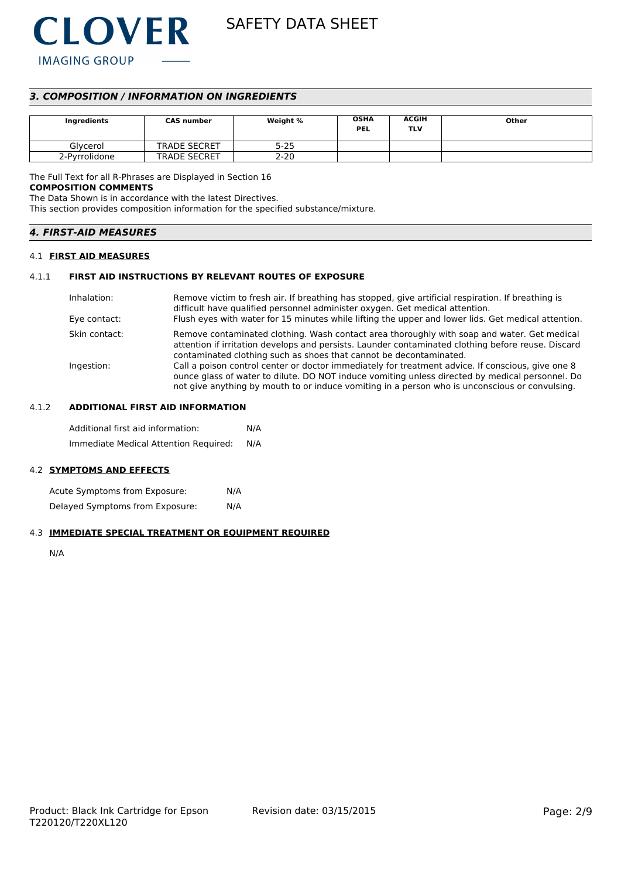## 3. COMPOSITION / INFORMATION ON INGREDIENTS

| Ingredients | CAS number | Weight % | OSHA PEL | ACGIH TLV | Other |
|---|---|---|---|---|---|
| Glycerol | TRADE SECRET | 5-25 | | | |
| 2-Pyrrolidone | TRADE SECRET | 2-20 | | | |

The Full Text for all R-Phrases are Displayed in Section 16

**COMPOSITION COMMENTS**

The Data Shown is in accordance with the latest Directives.

This section provides composition information for the specified substance/mixture.

## 4. FIRST-AID MEASURES

### 4.1 FIRST AID MEASURES

#### 4.1.1 FIRST AID INSTRUCTIONS BY RELEVANT ROUTES OF EXPOSURE

Inhalation: Remove victim to fresh air. If breathing has stopped, give artificial respiration. If breathing is difficult have qualified personnel administer oxygen. Get medical attention.

Eye contact: Flush eyes with water for 15 minutes while lifting the upper and lower lids. Get medical attention.

Skin contact: Remove contaminated clothing. Wash contact area thoroughly with soap and water. Get medical attention if irritation develops and persists. Launder contaminated clothing before reuse. Discard contaminated clothing such as shoes that cannot be decontaminated.

Ingestion: Call a poison control center or doctor immediately for treatment advice. If conscious, give one 8 ounce glass of water to dilute. DO NOT induce vomiting unless directed by medical personnel. Do not give anything by mouth to or induce vomiting in a person who is unconscious or convulsing.

#### 4.1.2 ADDITIONAL FIRST AID INFORMATION

Additional first aid information: N/A

Immediate Medical Attention Required: N/A

### 4.2 SYMPTOMS AND EFFECTS

Acute Symptoms from Exposure: N/A

Delayed Symptoms from Exposure: N/A

### 4.3 IMMEDIATE SPECIAL TREATMENT OR EQUIPMENT REQUIRED

N/A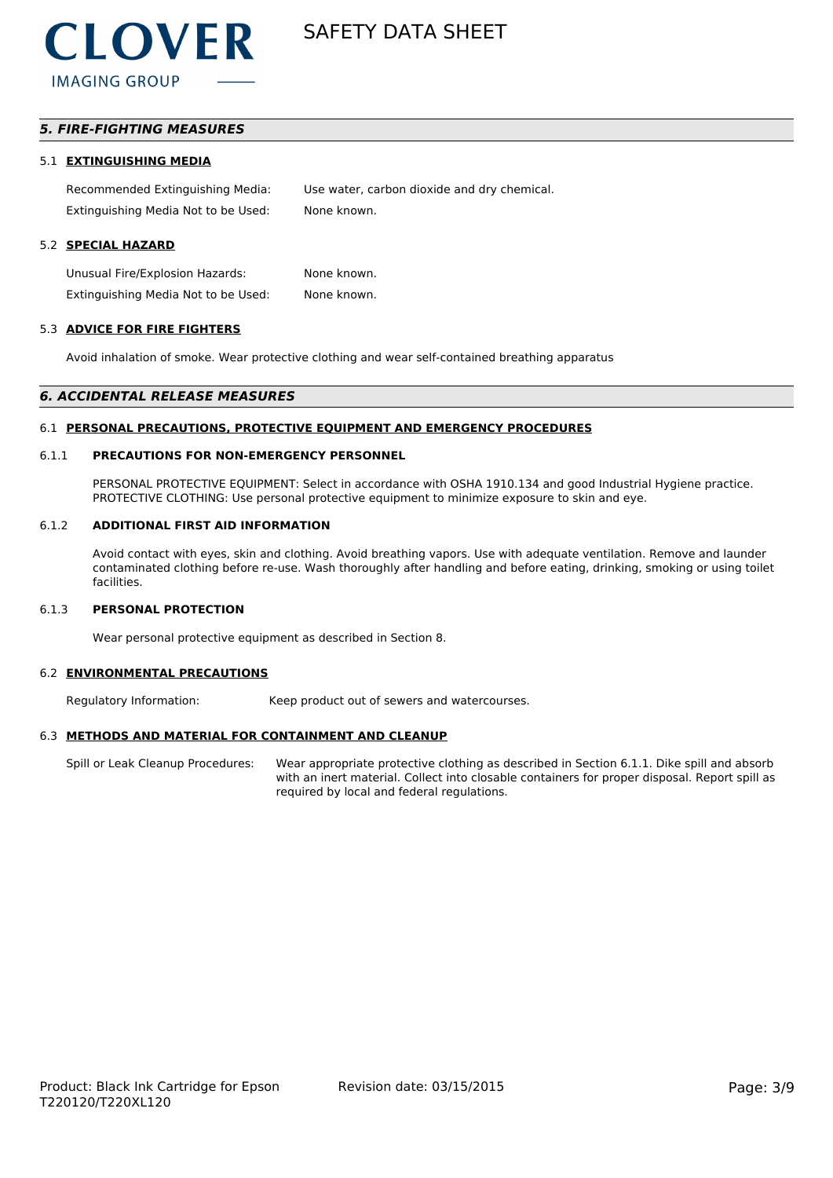## 5. FIRE-FIGHTING MEASURES

### 5.1 EXTINGUISHING MEDIA

| | |
|---|---|
| Recommended Extinguishing Media: | Use water, carbon dioxide and dry chemical. |
| Extinguishing Media Not to be Used: | None known. |

### 5.2 SPECIAL HAZARD

| | |
|---|---|
| Unusual Fire/Explosion Hazards: | None known. |
| Extinguishing Media Not to be Used: | None known. |

### 5.3 ADVICE FOR FIRE FIGHTERS

Avoid inhalation of smoke. Wear protective clothing and wear self-contained breathing apparatus

## 6. ACCIDENTAL RELEASE MEASURES

### 6.1 PERSONAL PRECAUTIONS, PROTECTIVE EQUIPMENT AND EMERGENCY PROCEDURES

#### 6.1.1 PRECAUTIONS FOR NON-EMERGENCY PERSONNEL

PERSONAL PROTECTIVE EQUIPMENT: Select in accordance with OSHA 1910.134 and good Industrial Hygiene practice.
PROTECTIVE CLOTHING: Use personal protective equipment to minimize exposure to skin and eye.

#### 6.1.2 ADDITIONAL FIRST AID INFORMATION

Avoid contact with eyes, skin and clothing. Avoid breathing vapors. Use with adequate ventilation. Remove and launder contaminated clothing before re-use. Wash thoroughly after handling and before eating, drinking, smoking or using toilet facilities.

#### 6.1.3 PERSONAL PROTECTION

Wear personal protective equipment as described in Section 8.

### 6.2 ENVIRONMENTAL PRECAUTIONS

| | |
|---|---|
| Regulatory Information: | Keep product out of sewers and watercourses. |

### 6.3 METHODS AND MATERIAL FOR CONTAINMENT AND CLEANUP

| | |
|---|---|
| Spill or Leak Cleanup Procedures: | Wear appropriate protective clothing as described in Section 6.1.1. Dike spill and absorb with an inert material. Collect into closable containers for proper disposal. Report spill as required by local and federal regulations. |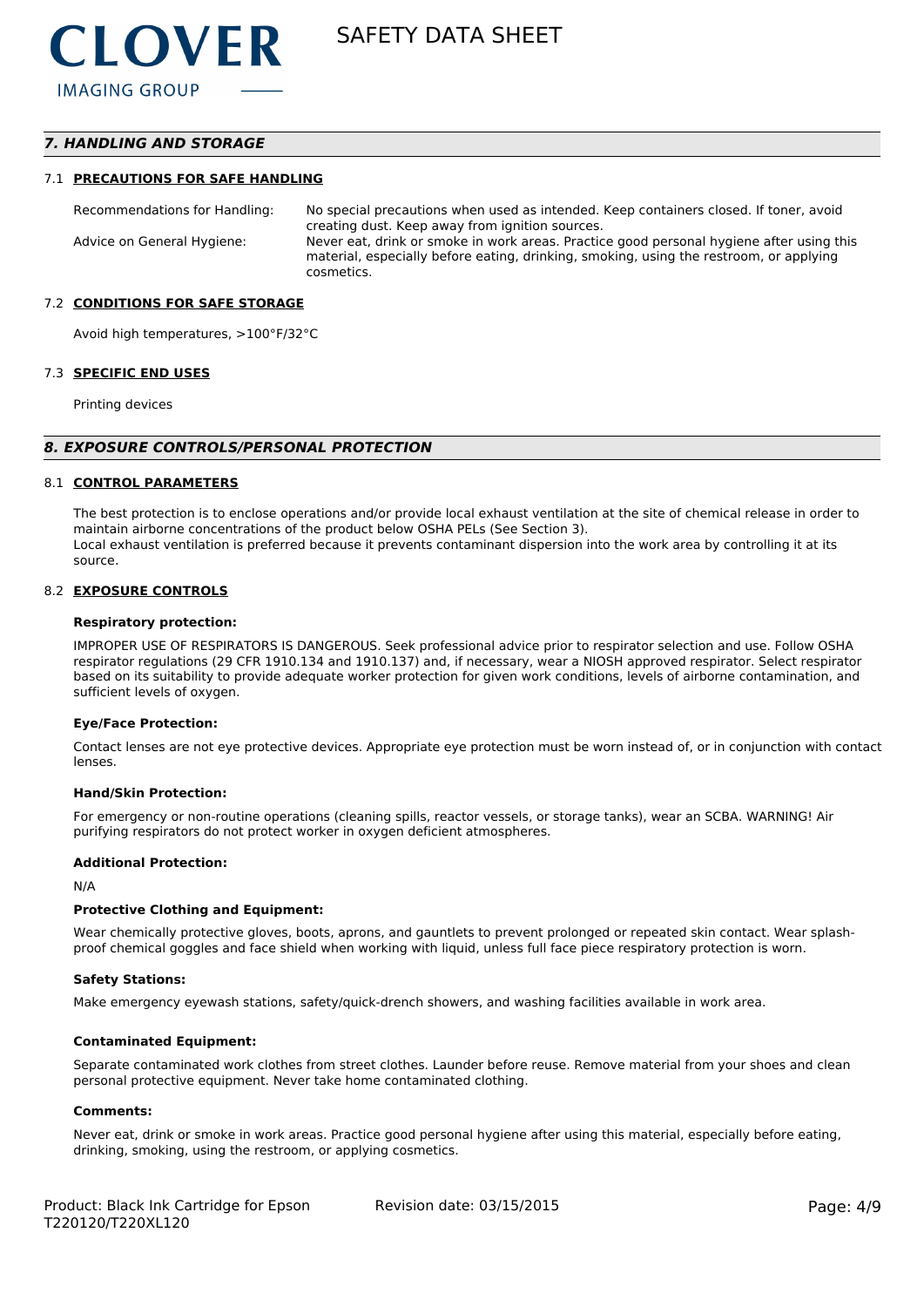## 7. HANDLING AND STORAGE

### 7.1 PRECAUTIONS FOR SAFE HANDLING

| | |
|---|---|
| Recommendations for Handling: | No special precautions when used as intended. Keep containers closed. If toner, avoid creating dust. Keep away from ignition sources. |
| Advice on General Hygiene: | Never eat, drink or smoke in work areas. Practice good personal hygiene after using this material, especially before eating, drinking, smoking, using the restroom, or applying cosmetics. |

### 7.2 CONDITIONS FOR SAFE STORAGE

Avoid high temperatures, >100°F/32°C

### 7.3 SPECIFIC END USES

Printing devices

## 8. EXPOSURE CONTROLS/PERSONAL PROTECTION

### 8.1 CONTROL PARAMETERS

The best protection is to enclose operations and/or provide local exhaust ventilation at the site of chemical release in order to maintain airborne concentrations of the product below OSHA PELs (See Section 3).
Local exhaust ventilation is preferred because it prevents contaminant dispersion into the work area by controlling it at its source.

### 8.2 EXPOSURE CONTROLS

**Respiratory protection:**

IMPROPER USE OF RESPIRATORS IS DANGEROUS. Seek professional advice prior to respirator selection and use. Follow OSHA respirator regulations (29 CFR 1910.134 and 1910.137) and, if necessary, wear a NIOSH approved respirator. Select respirator based on its suitability to provide adequate worker protection for given work conditions, levels of airborne contamination, and sufficient levels of oxygen.

**Eye/Face Protection:**

Contact lenses are not eye protective devices. Appropriate eye protection must be worn instead of, or in conjunction with contact lenses.

**Hand/Skin Protection:**

For emergency or non-routine operations (cleaning spills, reactor vessels, or storage tanks), wear an SCBA. WARNING! Air purifying respirators do not protect worker in oxygen deficient atmospheres.

**Additional Protection:**

N/A

**Protective Clothing and Equipment:**

Wear chemically protective gloves, boots, aprons, and gauntlets to prevent prolonged or repeated skin contact. Wear splash-proof chemical goggles and face shield when working with liquid, unless full face piece respiratory protection is worn.

**Safety Stations:**

Make emergency eyewash stations, safety/quick-drench showers, and washing facilities available in work area.

**Contaminated Equipment:**

Separate contaminated work clothes from street clothes. Launder before reuse. Remove material from your shoes and clean personal protective equipment. Never take home contaminated clothing.

**Comments:**

Never eat, drink or smoke in work areas. Practice good personal hygiene after using this material, especially before eating, drinking, smoking, using the restroom, or applying cosmetics.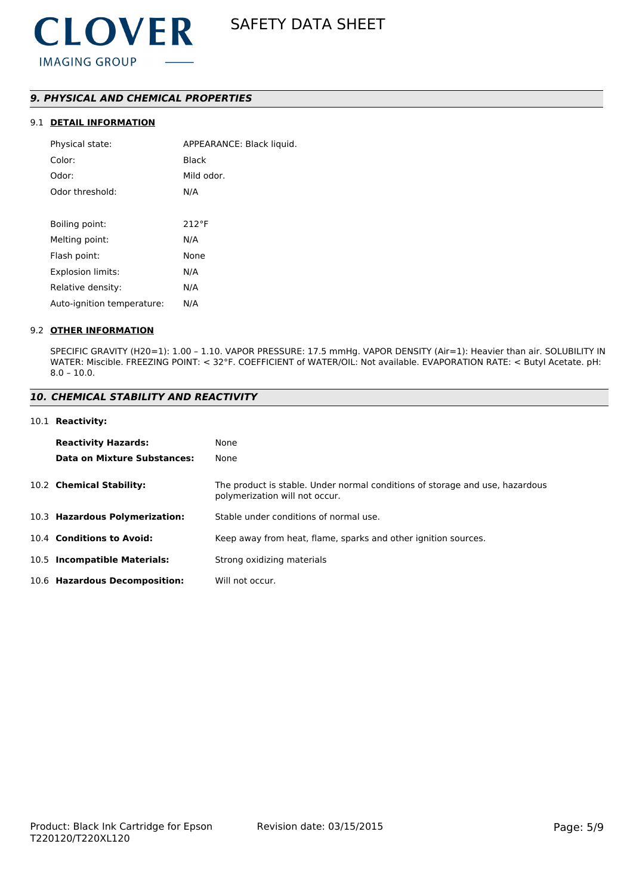## *9. PHYSICAL AND CHEMICAL PROPERTIES*

### 9.1 DETAIL INFORMATION

| | |
|---|---|
| Physical state: | APPEARANCE: Black liquid. |
| Color: | Black |
| Odor: | Mild odor. |
| Odor threshold: | N/A |
| Boiling point: | 212°F |
| Melting point: | N/A |
| Flash point: | None |
| Explosion limits: | N/A |
| Relative density: | N/A |
| Auto-ignition temperature: | N/A |

### 9.2 OTHER INFORMATION

SPECIFIC GRAVITY (H20=1): 1.00 – 1.10. VAPOR PRESSURE: 17.5 mmHg. VAPOR DENSITY (Air=1): Heavier than air. SOLUBILITY IN WATER: Miscible. FREEZING POINT: < 32°F. COEFFICIENT of WATER/OIL: Not available. EVAPORATION RATE: < Butyl Acetate. pH: 8.0 – 10.0.

## *10. CHEMICAL STABILITY AND REACTIVITY*

### 10.1 Reactivity:

| | |
|---|---|
| **Reactivity Hazards:** | None |
| **Data on Mixture Substances:** | None |

| | |
|---|---|
| 10.2 **Chemical Stability:** | The product is stable. Under normal conditions of storage and use, hazardous polymerization will not occur. |
| 10.3 **Hazardous Polymerization:** | Stable under conditions of normal use. |
| 10.4 **Conditions to Avoid:** | Keep away from heat, flame, sparks and other ignition sources. |
| 10.5 **Incompatible Materials:** | Strong oxidizing materials |
| 10.6 **Hazardous Decomposition:** | Will not occur. |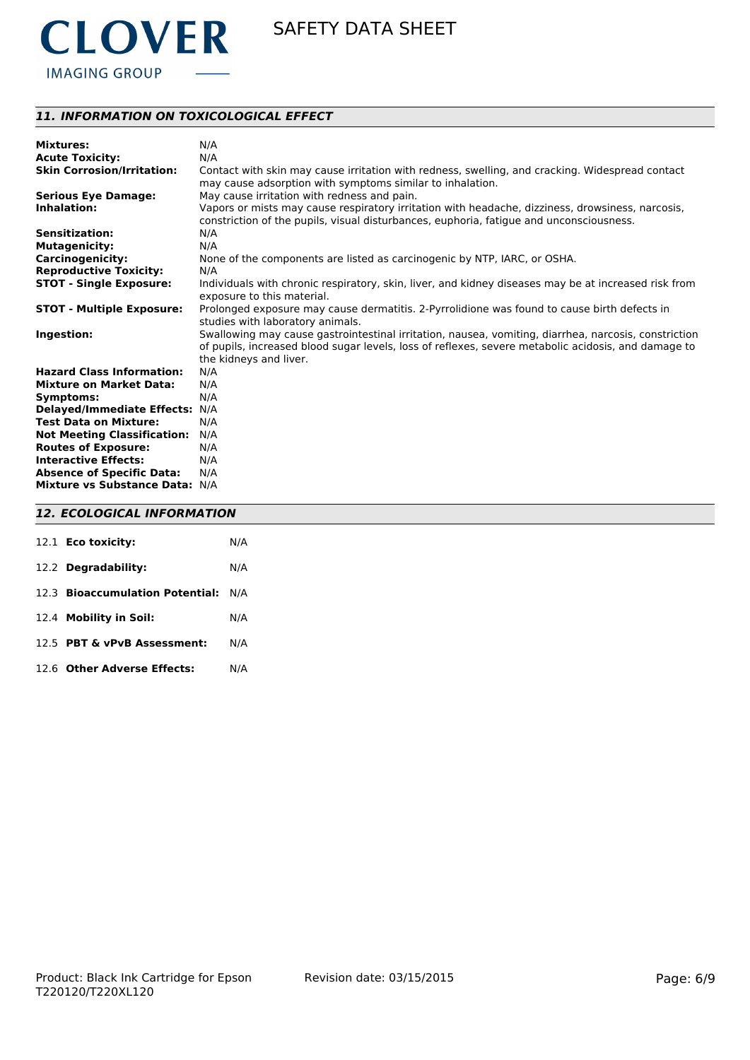## 11. INFORMATION ON TOXICOLOGICAL EFFECT

| | |
|---|---|
| **Mixtures:** | N/A |
| **Acute Toxicity:** | N/A |
| **Skin Corrosion/Irritation:** | Contact with skin may cause irritation with redness, swelling, and cracking. Widespread contact may cause adsorption with symptoms similar to inhalation. |
| **Serious Eye Damage:** | May cause irritation with redness and pain. |
| **Inhalation:** | Vapors or mists may cause respiratory irritation with headache, dizziness, drowsiness, narcosis, constriction of the pupils, visual disturbances, euphoria, fatigue and unconsciousness. |
| **Sensitization:** | N/A |
| **Mutagenicity:** | N/A |
| **Carcinogenicity:** | None of the components are listed as carcinogenic by NTP, IARC, or OSHA. |
| **Reproductive Toxicity:** | N/A |
| **STOT - Single Exposure:** | Individuals with chronic respiratory, skin, liver, and kidney diseases may be at increased risk from exposure to this material. |
| **STOT - Multiple Exposure:** | Prolonged exposure may cause dermatitis. 2-Pyrrolidione was found to cause birth defects in studies with laboratory animals. |
| **Ingestion:** | Swallowing may cause gastrointestinal irritation, nausea, vomiting, diarrhea, narcosis, constriction of pupils, increased blood sugar levels, loss of reflexes, severe metabolic acidosis, and damage to the kidneys and liver. |
| **Hazard Class Information:** | N/A |
| **Mixture on Market Data:** | N/A |
| **Symptoms:** | N/A |
| **Delayed/Immediate Effects:** | N/A |
| **Test Data on Mixture:** | N/A |
| **Not Meeting Classification:** | N/A |
| **Routes of Exposure:** | N/A |
| **Interactive Effects:** | N/A |
| **Absence of Specific Data:** | N/A |
| **Mixture vs Substance Data:** | N/A |

## 12. ECOLOGICAL INFORMATION

| | |
|---|---|
| 12.1 **Eco toxicity:** | N/A |
| 12.2 **Degradability:** | N/A |
| 12.3 **Bioaccumulation Potential:** | N/A |
| 12.4 **Mobility in Soil:** | N/A |
| 12.5 **PBT & vPvB Assessment:** | N/A |
| 12.6 **Other Adverse Effects:** | N/A |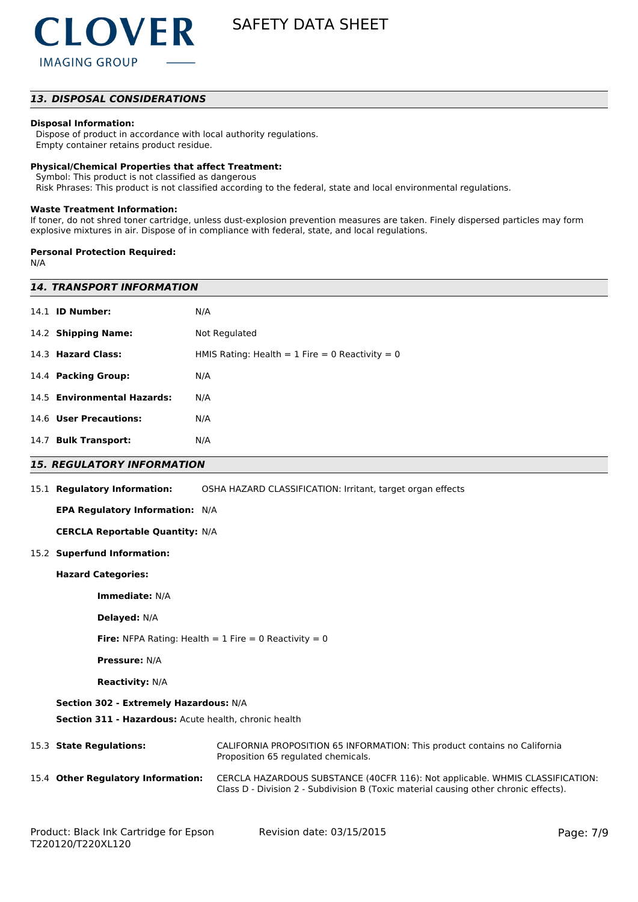## 13. DISPOSAL CONSIDERATIONS

**Disposal Information:**
Dispose of product in accordance with local authority regulations.
Empty container retains product residue.

**Physical/Chemical Properties that affect Treatment:**
Symbol: This product is not classified as dangerous
Risk Phrases: This product is not classified according to the federal, state and local environmental regulations.

**Waste Treatment Information:**
If toner, do not shred toner cartridge, unless dust-explosion prevention measures are taken. Finely dispersed particles may form explosive mixtures in air. Dispose of in compliance with federal, state, and local regulations.

**Personal Protection Required:**
N/A

## 14. TRANSPORT INFORMATION

| | |
|---|---|
| 14.1 **ID Number:** | N/A |
| 14.2 **Shipping Name:** | Not Regulated |
| 14.3 **Hazard Class:** | HMIS Rating: Health = 1 Fire = 0 Reactivity = 0 |
| 14.4 **Packing Group:** | N/A |
| 14.5 **Environmental Hazards:** | N/A |
| 14.6 **User Precautions:** | N/A |
| 14.7 **Bulk Transport:** | N/A |

## 15. REGULATORY INFORMATION

15.1 **Regulatory Information:** OSHA HAZARD CLASSIFICATION: Irritant, target organ effects

**EPA Regulatory Information:** N/A

**CERCLA Reportable Quantity:** N/A

15.2 **Superfund Information:**

**Hazard Categories:**

**Immediate:** N/A

**Delayed:** N/A

**Fire:** NFPA Rating: Health = 1 Fire = 0 Reactivity = 0

**Pressure:** N/A

**Reactivity:** N/A

**Section 302 - Extremely Hazardous:** N/A

**Section 311 - Hazardous:** Acute health, chronic health

15.3 **State Regulations:** CALIFORNIA PROPOSITION 65 INFORMATION: This product contains no California Proposition 65 regulated chemicals.

15.4 **Other Regulatory Information:** CERCLA HAZARDOUS SUBSTANCE (40CFR 116): Not applicable. WHMIS CLASSIFICATION: Class D - Division 2 - Subdivision B (Toxic material causing other chronic effects).

Product: Black Ink Cartridge for Epson T220120/T220XL120 — Revision date: 03/15/2015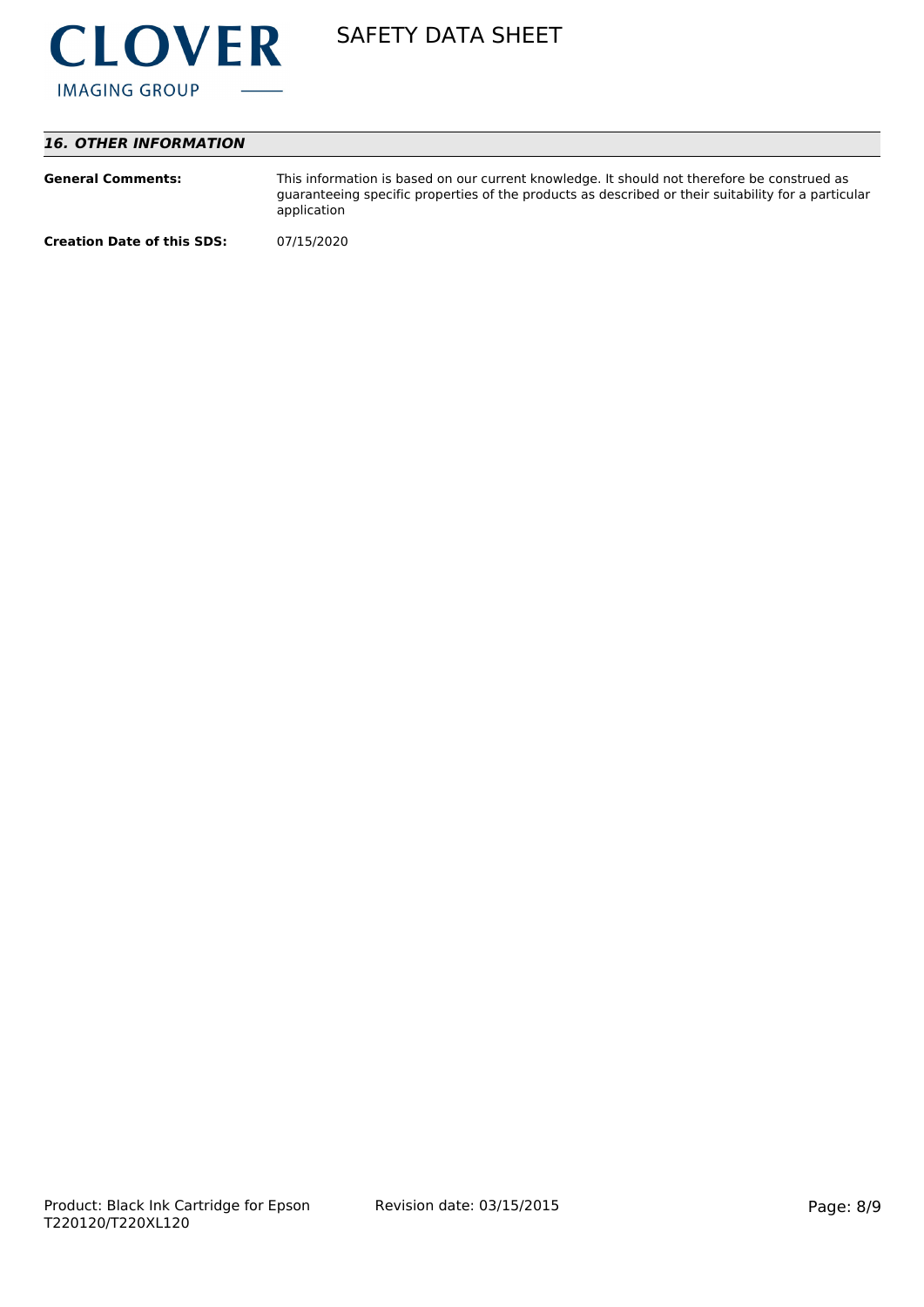## *16. OTHER INFORMATION*

**General Comments:** This information is based on our current knowledge. It should not therefore be construed as guaranteeing specific properties of the products as described or their suitability for a particular application

**Creation Date of this SDS:** 07/15/2020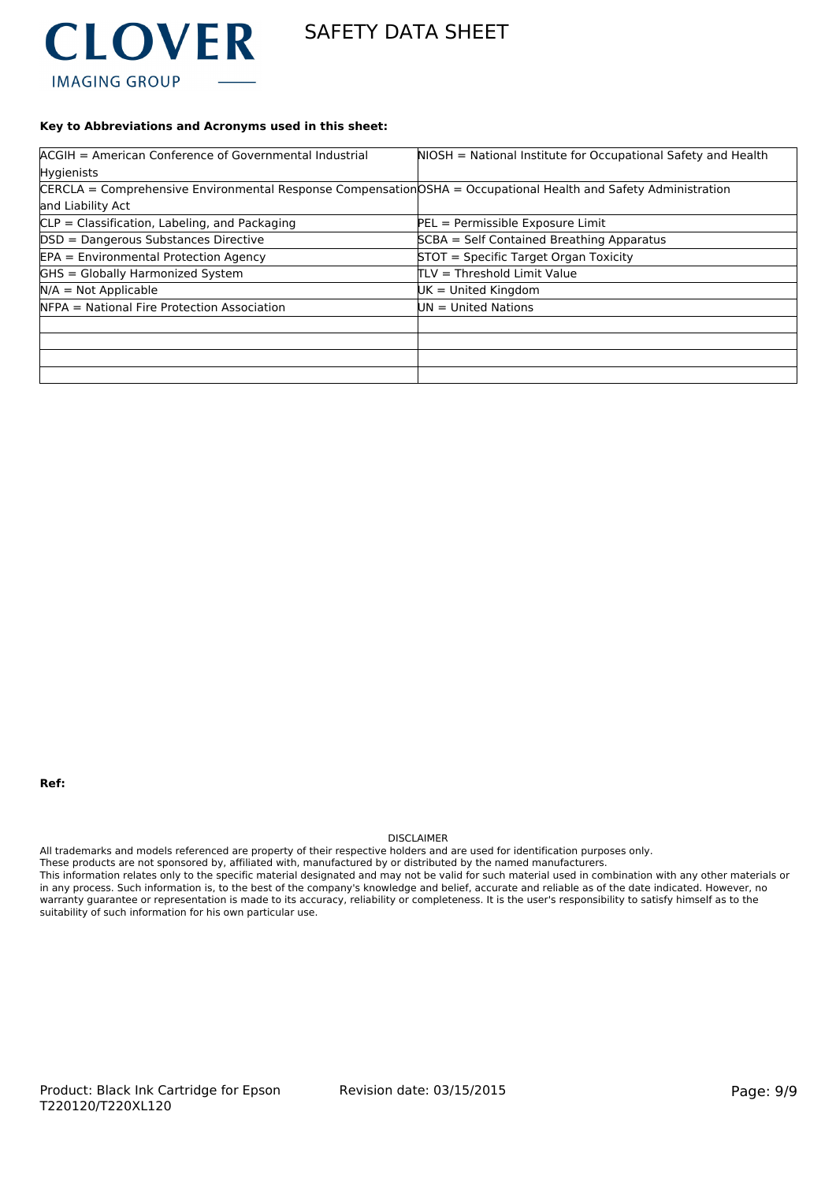**Key to Abbreviations and Acronyms used in this sheet:**

| | |
|---|---|
| ACGIH = American Conference of Governmental Industrial Hygienists | NIOSH = National Institute for Occupational Safety and Health |
| CERCLA = Comprehensive Environmental Response Compensation and Liability Act | OSHA = Occupational Health and Safety Administration |
| CLP = Classification, Labeling, and Packaging | PEL = Permissible Exposure Limit |
| DSD = Dangerous Substances Directive | SCBA = Self Contained Breathing Apparatus |
| EPA = Environmental Protection Agency | STOT = Specific Target Organ Toxicity |
| GHS = Globally Harmonized System | TLV = Threshold Limit Value |
| N/A = Not Applicable | UK = United Kingdom |
| NFPA = National Fire Protection Association | UN = United Nations |
| | |
| | |
| | |
| | |

**Ref:**

DISCLAIMER

All trademarks and models referenced are property of their respective holders and are used for identification purposes only.
These products are not sponsored by, affiliated with, manufactured by or distributed by the named manufacturers.
This information relates only to the specific material designated and may not be valid for such material used in combination with any other materials or in any process. Such information is, to the best of the company's knowledge and belief, accurate and reliable as of the date indicated. However, no warranty guarantee or representation is made to its accuracy, reliability or completeness. It is the user's responsibility to satisfy himself as to the suitability of such information for his own particular use.